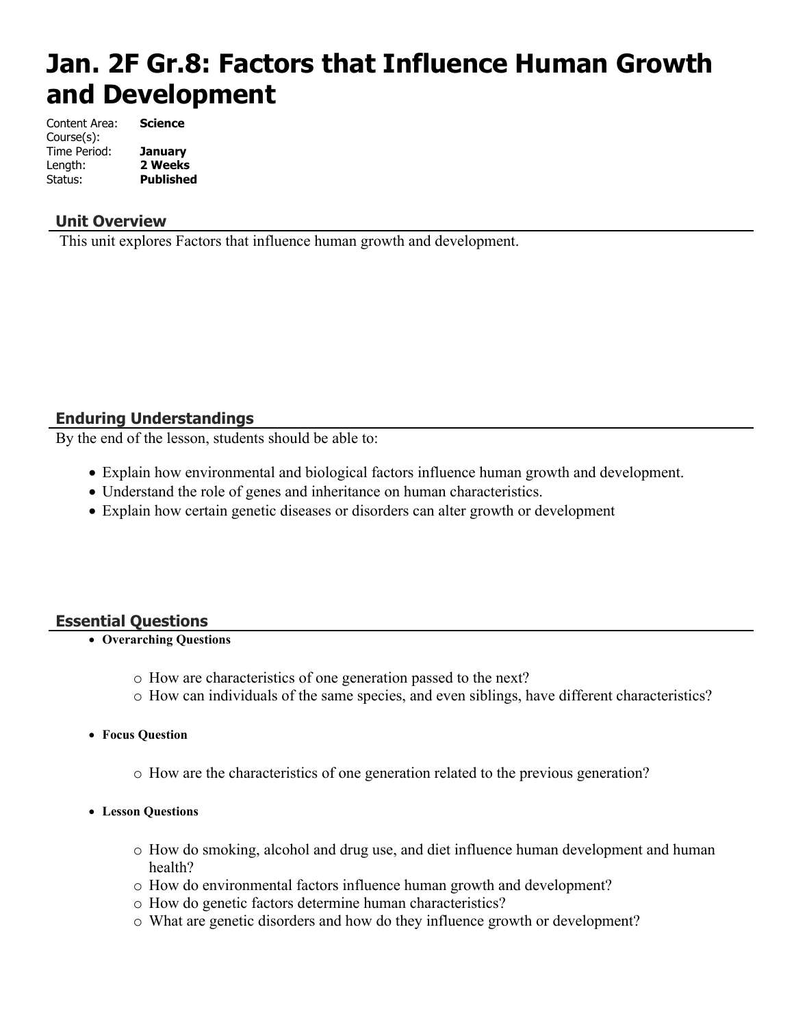# Jan. 2F Gr.8: Factors that Influence Human Growth and Development

Content Area: **Science**
Course(s):
Time Period: **January**
Length: **2 Weeks**
Status: **Published**

## Unit Overview

This unit explores Factors that influence human growth and development.

## Enduring Understandings

By the end of the lesson, students should be able to:

- Explain how environmental and biological factors influence human growth and development.
- Understand the role of genes and inheritance on human characteristics.
- Explain how certain genetic diseases or disorders can alter growth or development

## Essential Questions

- **Overarching Questions**
  - How are characteristics of one generation passed to the next?
  - How can individuals of the same species, and even siblings, have different characteristics?
- **Focus Question**
  - How are the characteristics of one generation related to the previous generation?
- **Lesson Questions**
  - How do smoking, alcohol and drug use, and diet influence human development and human health?
  - How do environmental factors influence human growth and development?
  - How do genetic factors determine human characteristics?
  - What are genetic disorders and how do they influence growth or development?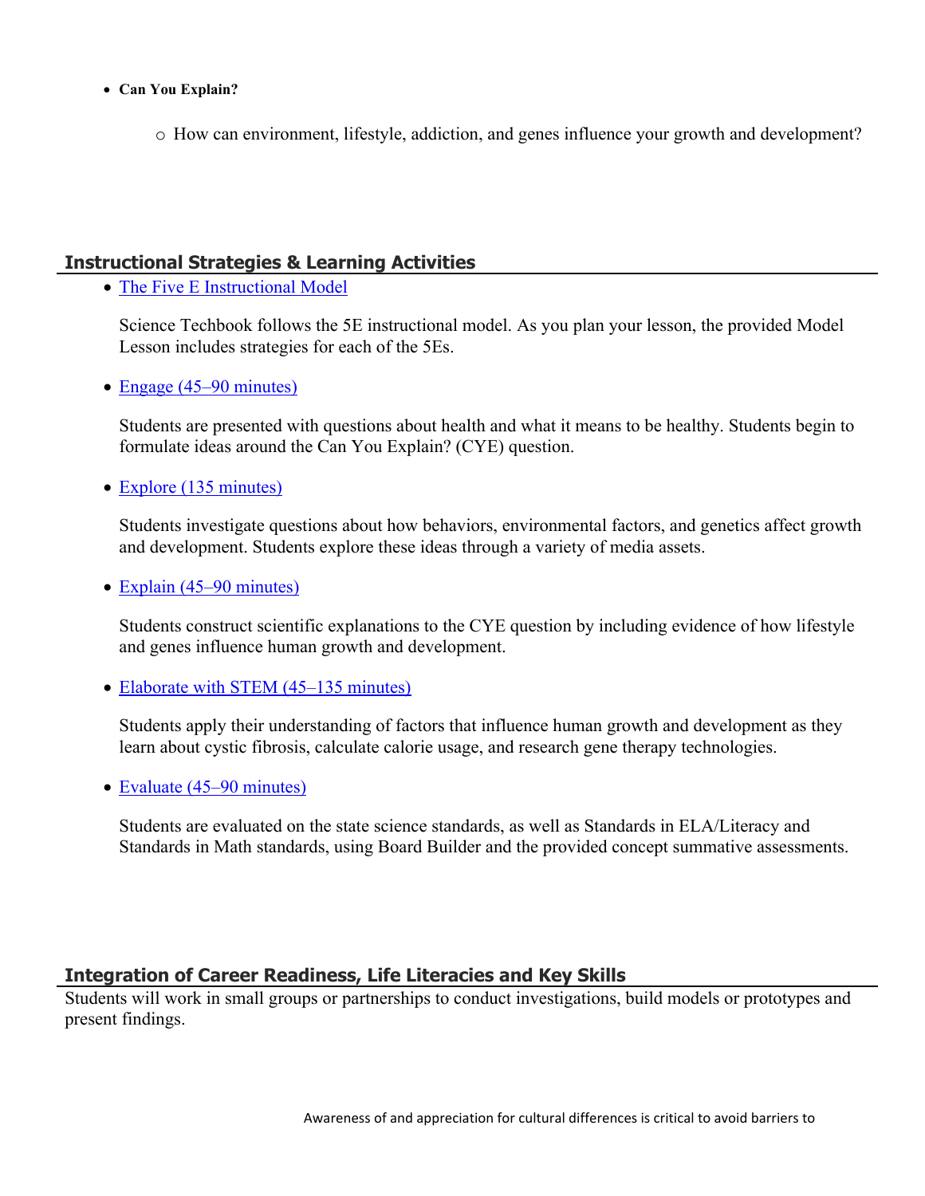- **Can You Explain?**
    - How can environment, lifestyle, addiction, and genes influence your growth and development?

## Instructional Strategies & Learning Activities

- The Five E Instructional Model

  Science Techbook follows the 5E instructional model. As you plan your lesson, the provided Model Lesson includes strategies for each of the 5Es.

- Engage (45–90 minutes)

  Students are presented with questions about health and what it means to be healthy. Students begin to formulate ideas around the Can You Explain? (CYE) question.

- Explore (135 minutes)

  Students investigate questions about how behaviors, environmental factors, and genetics affect growth and development. Students explore these ideas through a variety of media assets.

- Explain (45–90 minutes)

  Students construct scientific explanations to the CYE question by including evidence of how lifestyle and genes influence human growth and development.

- Elaborate with STEM (45–135 minutes)

  Students apply their understanding of factors that influence human growth and development as they learn about cystic fibrosis, calculate calorie usage, and research gene therapy technologies.

- Evaluate (45–90 minutes)

  Students are evaluated on the state science standards, as well as Standards in ELA/Literacy and Standards in Math standards, using Board Builder and the provided concept summative assessments.

## Integration of Career Readiness, Life Literacies and Key Skills

Students will work in small groups or partnerships to conduct investigations, build models or prototypes and present findings.

Awareness of and appreciation for cultural differences is critical to avoid barriers to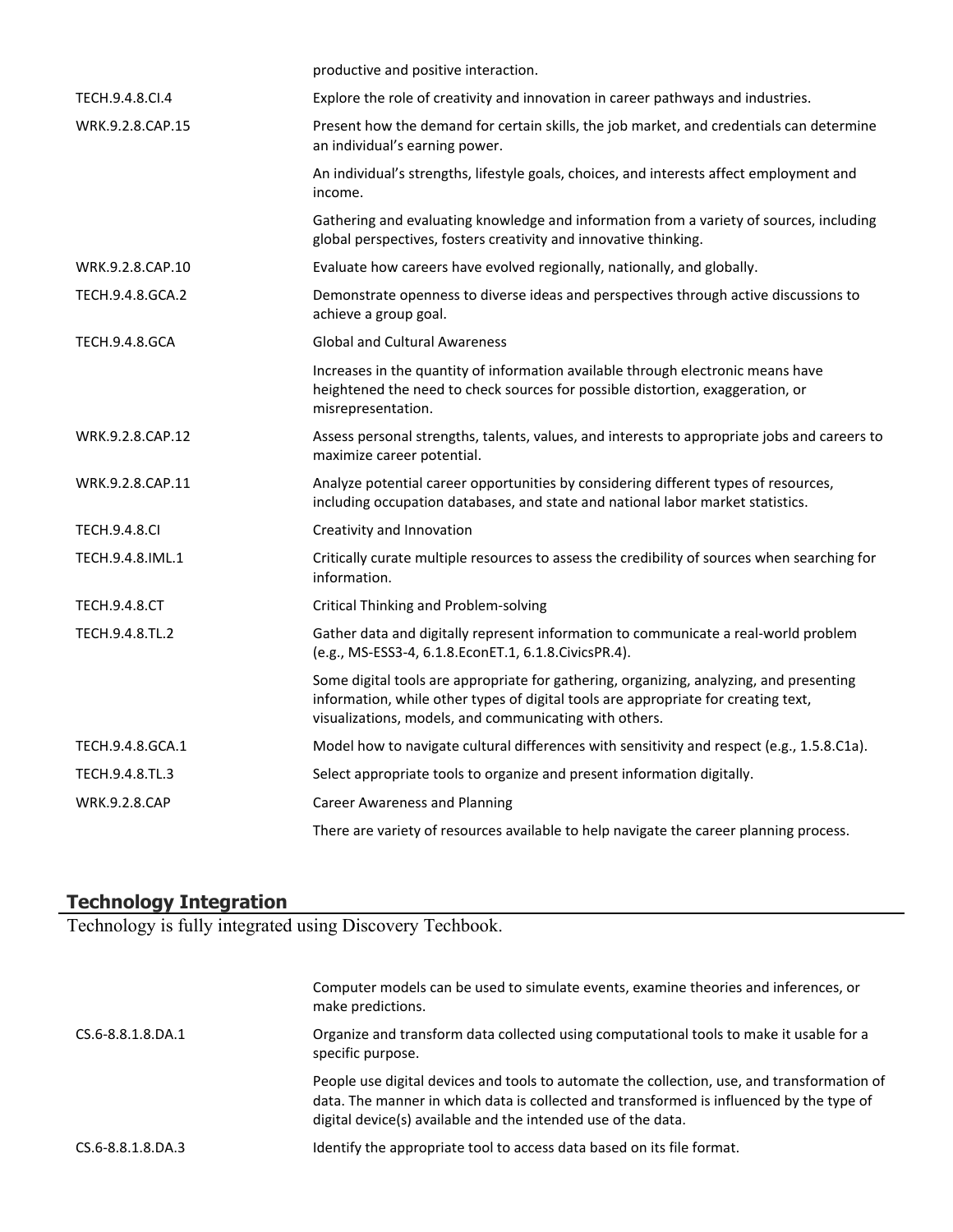| | |
|---|---|
| | productive and positive interaction. |
| TECH.9.4.8.CI.4 | Explore the role of creativity and innovation in career pathways and industries. |
| WRK.9.2.8.CAP.15 | Present how the demand for certain skills, the job market, and credentials can determine an individual's earning power. |
| | An individual's strengths, lifestyle goals, choices, and interests affect employment and income. |
| | Gathering and evaluating knowledge and information from a variety of sources, including global perspectives, fosters creativity and innovative thinking. |
| WRK.9.2.8.CAP.10 | Evaluate how careers have evolved regionally, nationally, and globally. |
| TECH.9.4.8.GCA.2 | Demonstrate openness to diverse ideas and perspectives through active discussions to achieve a group goal. |
| TECH.9.4.8.GCA | Global and Cultural Awareness |
| | Increases in the quantity of information available through electronic means have heightened the need to check sources for possible distortion, exaggeration, or misrepresentation. |
| WRK.9.2.8.CAP.12 | Assess personal strengths, talents, values, and interests to appropriate jobs and careers to maximize career potential. |
| WRK.9.2.8.CAP.11 | Analyze potential career opportunities by considering different types of resources, including occupation databases, and state and national labor market statistics. |
| TECH.9.4.8.CI | Creativity and Innovation |
| TECH.9.4.8.IML.1 | Critically curate multiple resources to assess the credibility of sources when searching for information. |
| TECH.9.4.8.CT | Critical Thinking and Problem-solving |
| TECH.9.4.8.TL.2 | Gather data and digitally represent information to communicate a real-world problem (e.g., MS-ESS3-4, 6.1.8.EconET.1, 6.1.8.CivicsPR.4). |
| | Some digital tools are appropriate for gathering, organizing, analyzing, and presenting information, while other types of digital tools are appropriate for creating text, visualizations, models, and communicating with others. |
| TECH.9.4.8.GCA.1 | Model how to navigate cultural differences with sensitivity and respect (e.g., 1.5.8.C1a). |
| TECH.9.4.8.TL.3 | Select appropriate tools to organize and present information digitally. |
| WRK.9.2.8.CAP | Career Awareness and Planning |
| | There are variety of resources available to help navigate the career planning process. |

## Technology Integration

Technology is fully integrated using Discovery Techbook.

| | |
|---|---|
| | Computer models can be used to simulate events, examine theories and inferences, or make predictions. |
| CS.6-8.8.1.8.DA.1 | Organize and transform data collected using computational tools to make it usable for a specific purpose. |
| | People use digital devices and tools to automate the collection, use, and transformation of data. The manner in which data is collected and transformed is influenced by the type of digital device(s) available and the intended use of the data. |
| CS.6-8.8.1.8.DA.3 | Identify the appropriate tool to access data based on its file format. |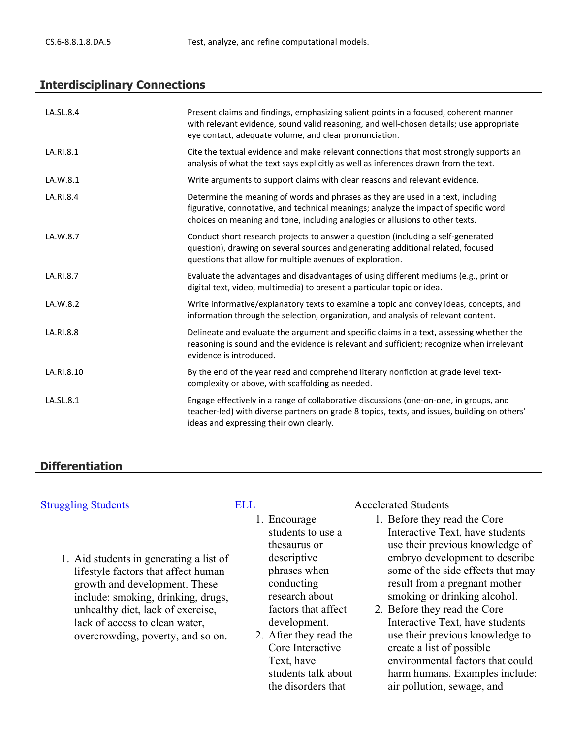| | |
|---|---|
| CS.6-8.8.1.8.DA.5 | Test, analyze, and refine computational models. |

## Interdisciplinary Connections

| | |
|---|---|
| LA.SL.8.4 | Present claims and findings, emphasizing salient points in a focused, coherent manner with relevant evidence, sound valid reasoning, and well-chosen details; use appropriate eye contact, adequate volume, and clear pronunciation. |
| LA.RI.8.1 | Cite the textual evidence and make relevant connections that most strongly supports an analysis of what the text says explicitly as well as inferences drawn from the text. |
| LA.W.8.1 | Write arguments to support claims with clear reasons and relevant evidence. |
| LA.RI.8.4 | Determine the meaning of words and phrases as they are used in a text, including figurative, connotative, and technical meanings; analyze the impact of specific word choices on meaning and tone, including analogies or allusions to other texts. |
| LA.W.8.7 | Conduct short research projects to answer a question (including a self-generated question), drawing on several sources and generating additional related, focused questions that allow for multiple avenues of exploration. |
| LA.RI.8.7 | Evaluate the advantages and disadvantages of using different mediums (e.g., print or digital text, video, multimedia) to present a particular topic or idea. |
| LA.W.8.2 | Write informative/explanatory texts to examine a topic and convey ideas, concepts, and information through the selection, organization, and analysis of relevant content. |
| LA.RI.8.8 | Delineate and evaluate the argument and specific claims in a text, assessing whether the reasoning is sound and the evidence is relevant and sufficient; recognize when irrelevant evidence is introduced. |
| LA.RI.8.10 | By the end of the year read and comprehend literary nonfiction at grade level text-complexity or above, with scaffolding as needed. |
| LA.SL.8.1 | Engage effectively in a range of collaborative discussions (one-on-one, in groups, and teacher-led) with diverse partners on grade 8 topics, texts, and issues, building on others' ideas and expressing their own clearly. |

## Differentiation

[Struggling Students]

1. Aid students in generating a list of lifestyle factors that affect human growth and development. These include: smoking, drinking, drugs, unhealthy diet, lack of exercise, lack of access to clean water, overcrowding, poverty, and so on.

[ELL]

1. Encourage students to use a thesaurus or descriptive phrases when conducting research about factors that affect development.
2. After they read the Core Interactive Text, have students talk about the disorders that

Accelerated Students

1. Before they read the Core Interactive Text, have students use their previous knowledge of embryo development to describe some of the side effects that may result from a pregnant mother smoking or drinking alcohol.
2. Before they read the Core Interactive Text, have students use their previous knowledge to create a list of possible environmental factors that could harm humans. Examples include: air pollution, sewage, and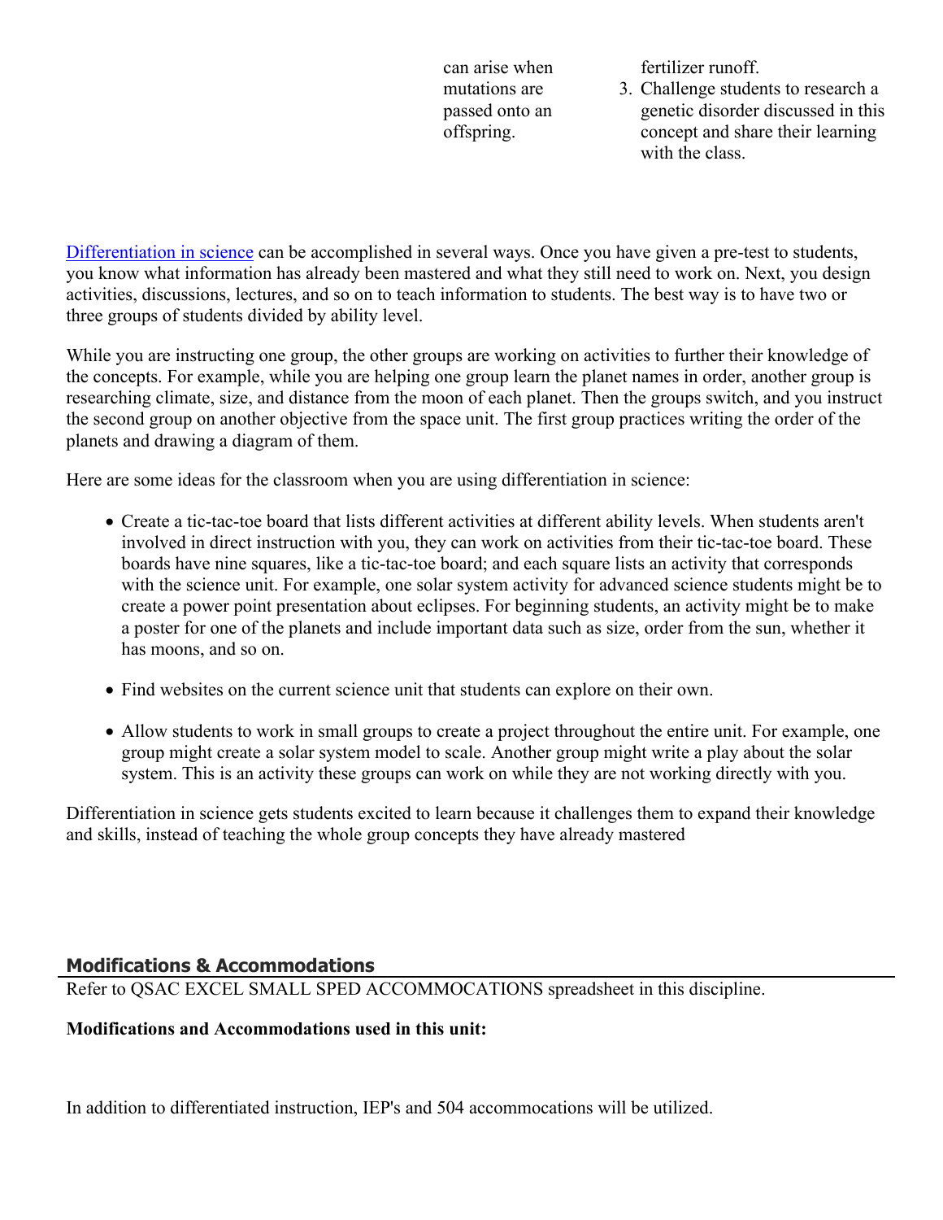| | | |
|---|---|---|
| | can arise when mutations are passed onto an offspring. | fertilizer runoff.<br>3. Challenge students to research a genetic disorder discussed in this concept and share their learning with the class. |

[Differentiation in science](#) can be accomplished in several ways. Once you have given a pre-test to students, you know what information has already been mastered and what they still need to work on. Next, you design activities, discussions, lectures, and so on to teach information to students. The best way is to have two or three groups of students divided by ability level.

While you are instructing one group, the other groups are working on activities to further their knowledge of the concepts. For example, while you are helping one group learn the planet names in order, another group is researching climate, size, and distance from the moon of each planet. Then the groups switch, and you instruct the second group on another objective from the space unit. The first group practices writing the order of the planets and drawing a diagram of them.

Here are some ideas for the classroom when you are using differentiation in science:

- Create a tic-tac-toe board that lists different activities at different ability levels. When students aren't involved in direct instruction with you, they can work on activities from their tic-tac-toe board. These boards have nine squares, like a tic-tac-toe board; and each square lists an activity that corresponds with the science unit. For example, one solar system activity for advanced science students might be to create a power point presentation about eclipses. For beginning students, an activity might be to make a poster for one of the planets and include important data such as size, order from the sun, whether it has moons, and so on.

- Find websites on the current science unit that students can explore on their own.

- Allow students to work in small groups to create a project throughout the entire unit. For example, one group might create a solar system model to scale. Another group might write a play about the solar system. This is an activity these groups can work on while they are not working directly with you.

Differentiation in science gets students excited to learn because it challenges them to expand their knowledge and skills, instead of teaching the whole group concepts they have already mastered

## Modifications & Accommodations

Refer to QSAC EXCEL SMALL SPED ACCOMMOCATIONS spreadsheet in this discipline.

**Modifications and Accommodations used in this unit:**

In addition to differentiated instruction, IEP's and 504 accommocations will be utilized.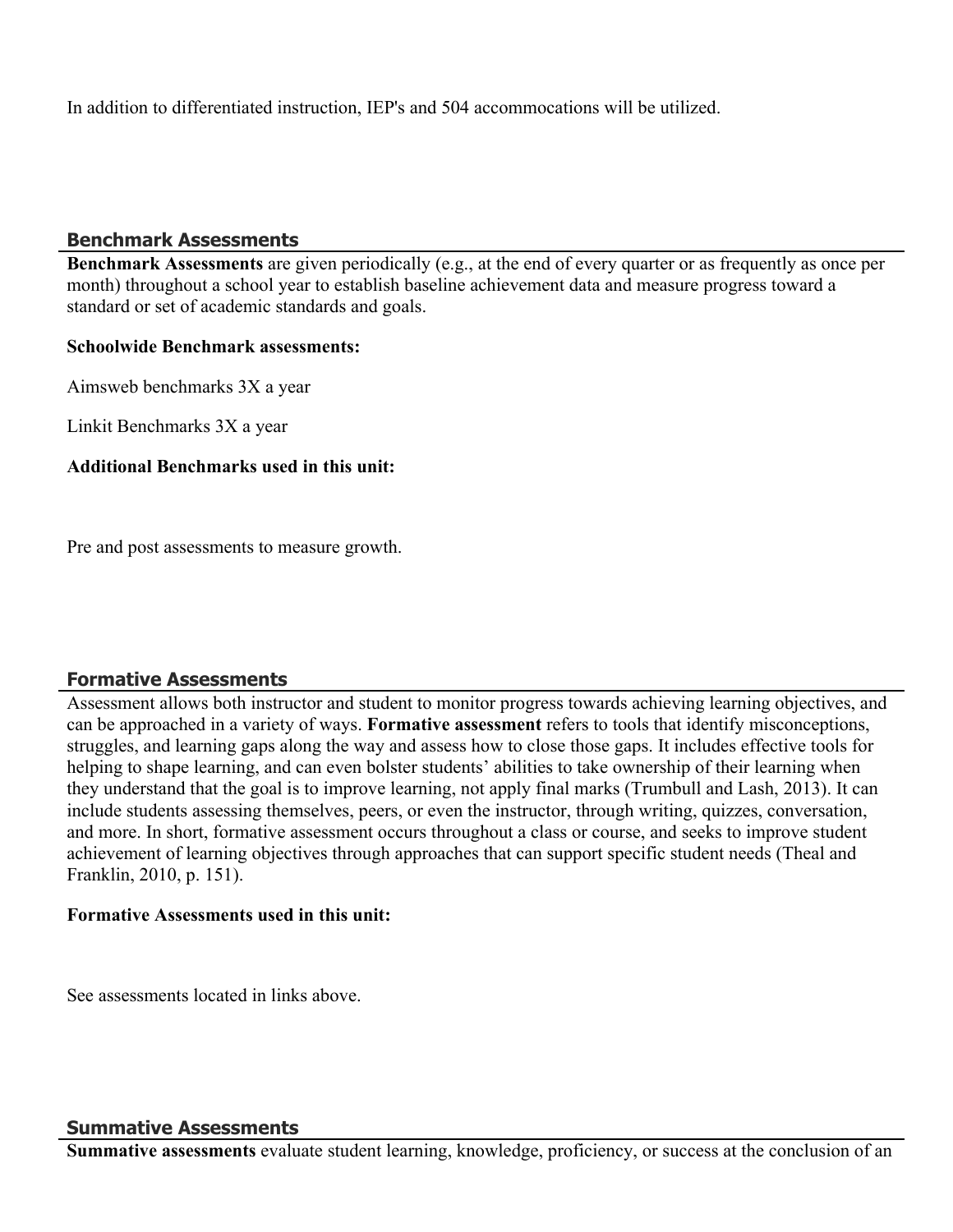In addition to differentiated instruction, IEP's and 504 accommocations will be utilized.

## Benchmark Assessments

**Benchmark Assessments** are given periodically (e.g., at the end of every quarter or as frequently as once per month) throughout a school year to establish baseline achievement data and measure progress toward a standard or set of academic standards and goals.

**Schoolwide Benchmark assessments:**

Aimsweb benchmarks 3X a year

Linkit Benchmarks 3X a year

**Additional Benchmarks used in this unit:**

Pre and post assessments to measure growth.

## Formative Assessments

Assessment allows both instructor and student to monitor progress towards achieving learning objectives, and can be approached in a variety of ways. **Formative assessment** refers to tools that identify misconceptions, struggles, and learning gaps along the way and assess how to close those gaps. It includes effective tools for helping to shape learning, and can even bolster students' abilities to take ownership of their learning when they understand that the goal is to improve learning, not apply final marks (Trumbull and Lash, 2013). It can include students assessing themselves, peers, or even the instructor, through writing, quizzes, conversation, and more. In short, formative assessment occurs throughout a class or course, and seeks to improve student achievement of learning objectives through approaches that can support specific student needs (Theal and Franklin, 2010, p. 151).

**Formative Assessments used in this unit:**

See assessments located in links above.

## Summative Assessments

**Summative assessments** evaluate student learning, knowledge, proficiency, or success at the conclusion of an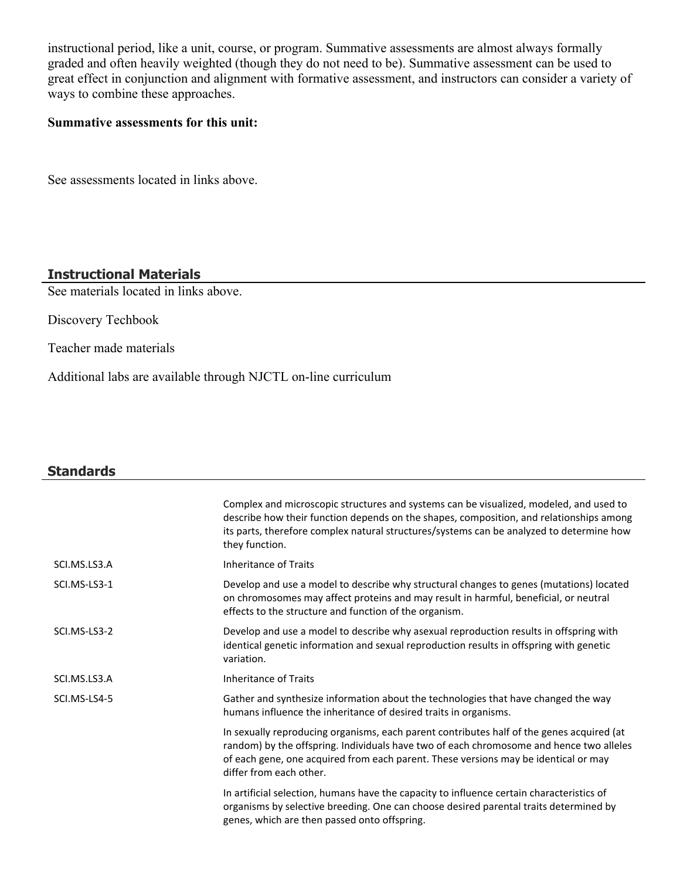instructional period, like a unit, course, or program. Summative assessments are almost always formally graded and often heavily weighted (though they do not need to be). Summative assessment can be used to great effect in conjunction and alignment with formative assessment, and instructors can consider a variety of ways to combine these approaches.

**Summative assessments for this unit:**

See assessments located in links above.

## Instructional Materials

See materials located in links above.

Discovery Techbook

Teacher made materials

Additional labs are available through NJCTL on-line curriculum

## Standards

| | |
|---|---|
| | Complex and microscopic structures and systems can be visualized, modeled, and used to describe how their function depends on the shapes, composition, and relationships among its parts, therefore complex natural structures/systems can be analyzed to determine how they function. |
| SCI.MS.LS3.A | Inheritance of Traits |
| SCI.MS-LS3-1 | Develop and use a model to describe why structural changes to genes (mutations) located on chromosomes may affect proteins and may result in harmful, beneficial, or neutral effects to the structure and function of the organism. |
| SCI.MS-LS3-2 | Develop and use a model to describe why asexual reproduction results in offspring with identical genetic information and sexual reproduction results in offspring with genetic variation. |
| SCI.MS.LS3.A | Inheritance of Traits |
| SCI.MS-LS4-5 | Gather and synthesize information about the technologies that have changed the way humans influence the inheritance of desired traits in organisms. |
| | In sexually reproducing organisms, each parent contributes half of the genes acquired (at random) by the offspring. Individuals have two of each chromosome and hence two alleles of each gene, one acquired from each parent. These versions may be identical or may differ from each other. |
| | In artificial selection, humans have the capacity to influence certain characteristics of organisms by selective breeding. One can choose desired parental traits determined by genes, which are then passed onto offspring. |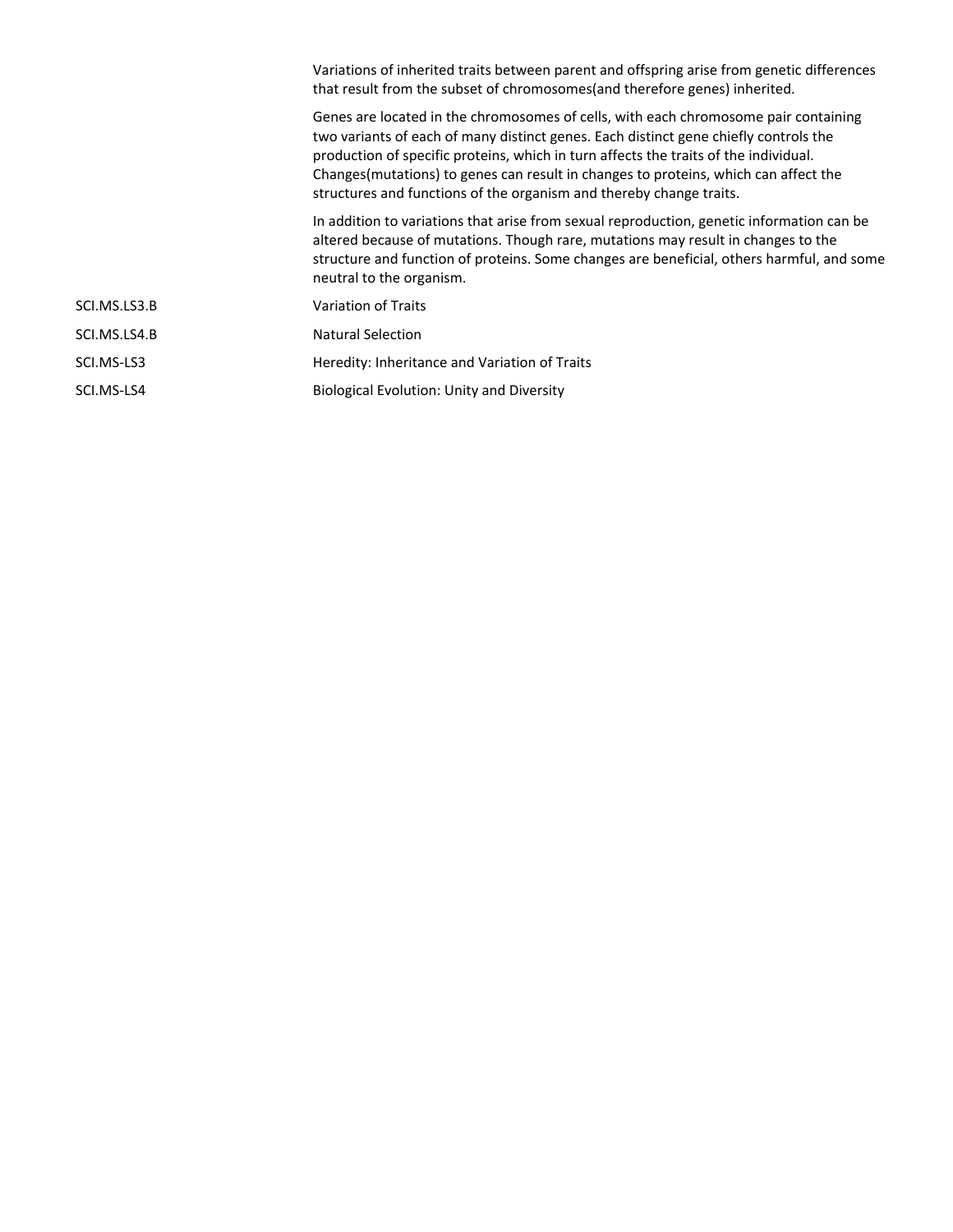| | |
|---|---|
| | Variations of inherited traits between parent and offspring arise from genetic differences that result from the subset of chromosomes(and therefore genes) inherited.<br><br>Genes are located in the chromosomes of cells, with each chromosome pair containing two variants of each of many distinct genes. Each distinct gene chiefly controls the production of specific proteins, which in turn affects the traits of the individual. Changes(mutations) to genes can result in changes to proteins, which can affect the structures and functions of the organism and thereby change traits.<br><br>In addition to variations that arise from sexual reproduction, genetic information can be altered because of mutations. Though rare, mutations may result in changes to the structure and function of proteins. Some changes are beneficial, others harmful, and some neutral to the organism. |
| SCI.MS.LS3.B | Variation of Traits |
| SCI.MS.LS4.B | Natural Selection |
| SCI.MS-LS3 | Heredity: Inheritance and Variation of Traits |
| SCI.MS-LS4 | Biological Evolution: Unity and Diversity |